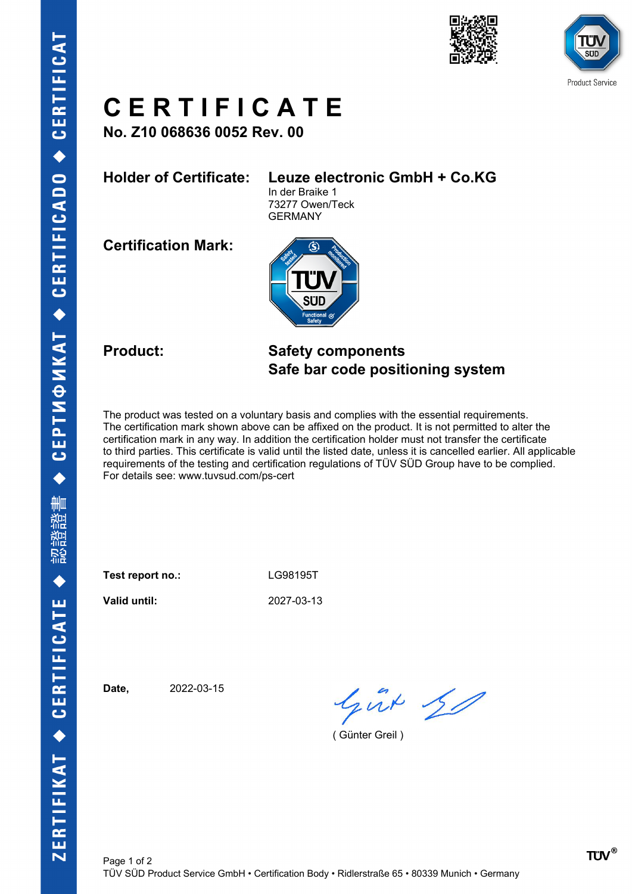# CERTIFICATE

**No. Z10 068636 0052 Rev. 00**

**Holder of Certificate:** **Leuze electronic GmbH + Co.KG**
In der Braike 1
73277 Owen/Teck
GERMANY

**Certification Mark:**

**Product:** **Safety components**
**Safe bar code positioning system**

The product was tested on a voluntary basis and complies with the essential requirements. The certification mark shown above can be affixed on the product. It is not permitted to alter the certification mark in any way. In addition the certification holder must not transfer the certificate to third parties. This certificate is valid until the listed date, unless it is cancelled earlier. All applicable requirements of the testing and certification regulations of TÜV SÜD Group have to be complied. For details see: www.tuvsud.com/ps-cert

**Test report no.:** LG98195T

**Valid until:** 2027-03-13

**Date,** 2022-03-15

( Günter Greil )

TÜV SÜD Product Service GmbH • Certification Body • Ridlerstraße 65 • 80339 Munich • Germany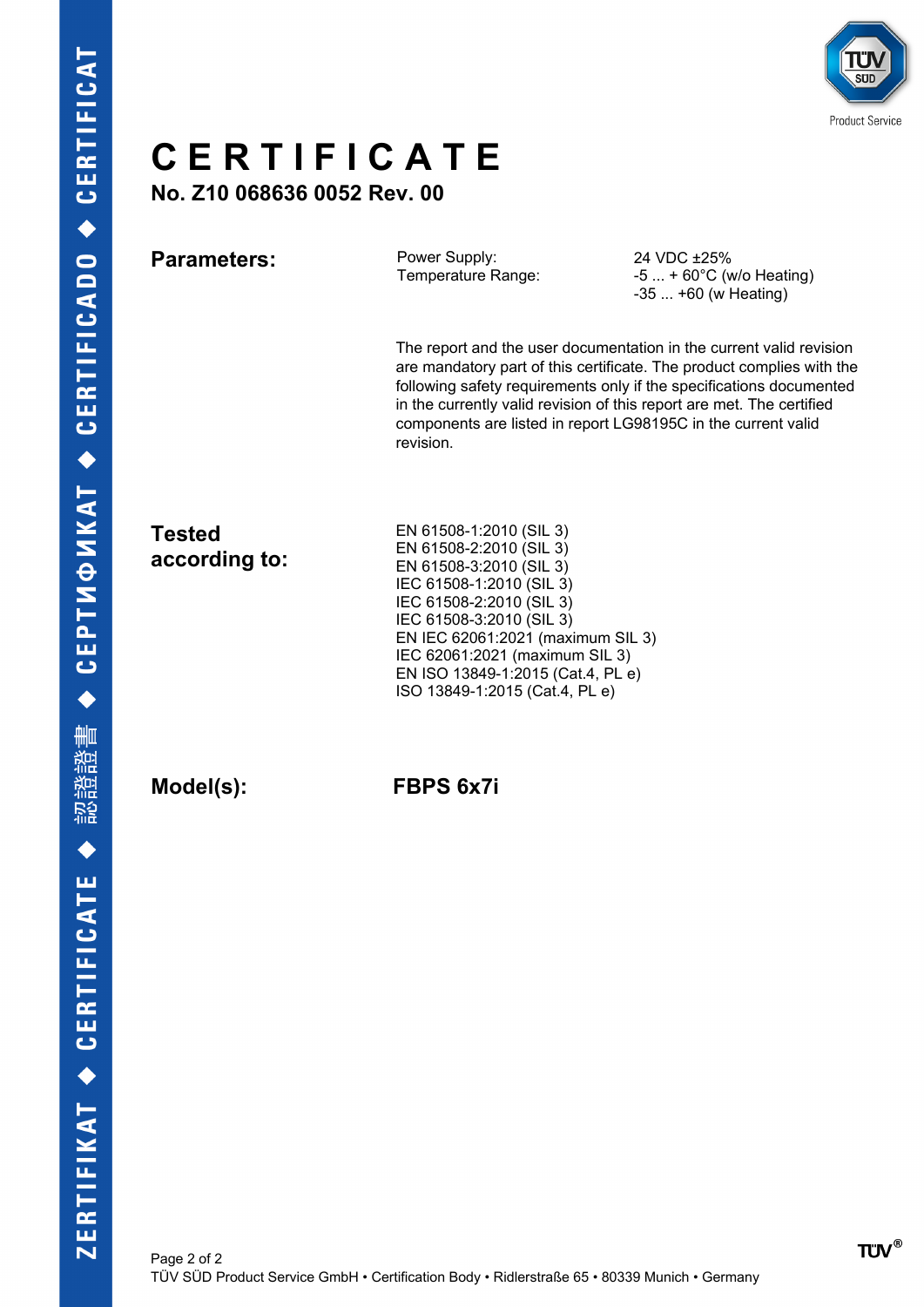# CERTIFICATE

**No. Z10 068636 0052 Rev. 00**

**Parameters:**

| | |
|---|---|
| Power Supply: | 24 VDC ±25% |
| Temperature Range: | -5 ... + 60°C (w/o Heating)<br>-35 ... +60 (w Heating) |

The report and the user documentation in the current valid revision are mandatory part of this certificate. The product complies with the following safety requirements only if the specifications documented in the currently valid revision of this report are met. The certified components are listed in report LG98195C in the current valid revision.

**Tested according to:**

EN 61508-1:2010 (SIL 3)
EN 61508-2:2010 (SIL 3)
EN 61508-3:2010 (SIL 3)
IEC 61508-1:2010 (SIL 3)
IEC 61508-2:2010 (SIL 3)
IEC 61508-3:2010 (SIL 3)
EN IEC 62061:2021 (maximum SIL 3)
IEC 62061:2021 (maximum SIL 3)
EN ISO 13849-1:2015 (Cat.4, PL e)
ISO 13849-1:2015 (Cat.4, PL e)

**Model(s):** **FBPS 6x7i**

TÜV SÜD Product Service GmbH • Certification Body • Ridlerstraße 65 • 80339 Munich • Germany